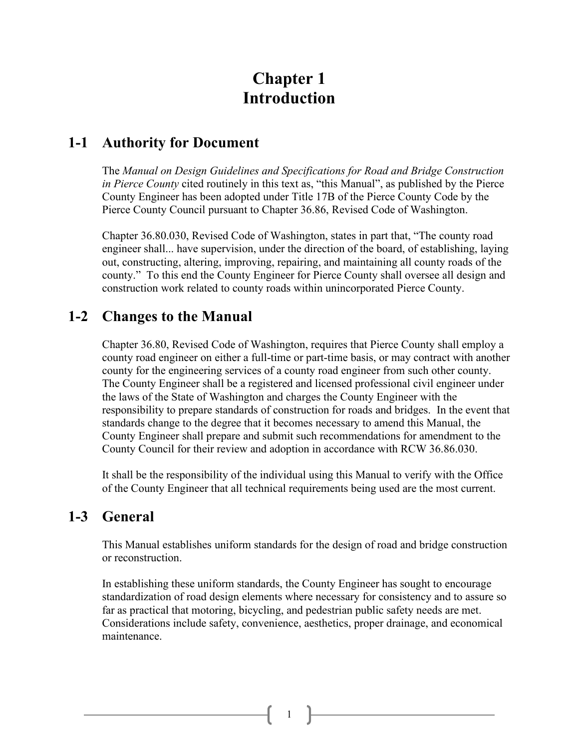# Chapter 1
# Introduction

## 1-1 Authority for Document

The *Manual on Design Guidelines and Specifications for Road and Bridge Construction in Pierce County* cited routinely in this text as, "this Manual", as published by the Pierce County Engineer has been adopted under Title 17B of the Pierce County Code by the Pierce County Council pursuant to Chapter 36.86, Revised Code of Washington.

Chapter 36.80.030, Revised Code of Washington, states in part that, "The county road engineer shall... have supervision, under the direction of the board, of establishing, laying out, constructing, altering, improving, repairing, and maintaining all county roads of the county." To this end the County Engineer for Pierce County shall oversee all design and construction work related to county roads within unincorporated Pierce County.

## 1-2 Changes to the Manual

Chapter 36.80, Revised Code of Washington, requires that Pierce County shall employ a county road engineer on either a full-time or part-time basis, or may contract with another county for the engineering services of a county road engineer from such other county. The County Engineer shall be a registered and licensed professional civil engineer under the laws of the State of Washington and charges the County Engineer with the responsibility to prepare standards of construction for roads and bridges. In the event that standards change to the degree that it becomes necessary to amend this Manual, the County Engineer shall prepare and submit such recommendations for amendment to the County Council for their review and adoption in accordance with RCW 36.86.030.

It shall be the responsibility of the individual using this Manual to verify with the Office of the County Engineer that all technical requirements being used are the most current.

## 1-3 General

This Manual establishes uniform standards for the design of road and bridge construction or reconstruction.

In establishing these uniform standards, the County Engineer has sought to encourage standardization of road design elements where necessary for consistency and to assure so far as practical that motoring, bicycling, and pedestrian public safety needs are met. Considerations include safety, convenience, aesthetics, proper drainage, and economical maintenance.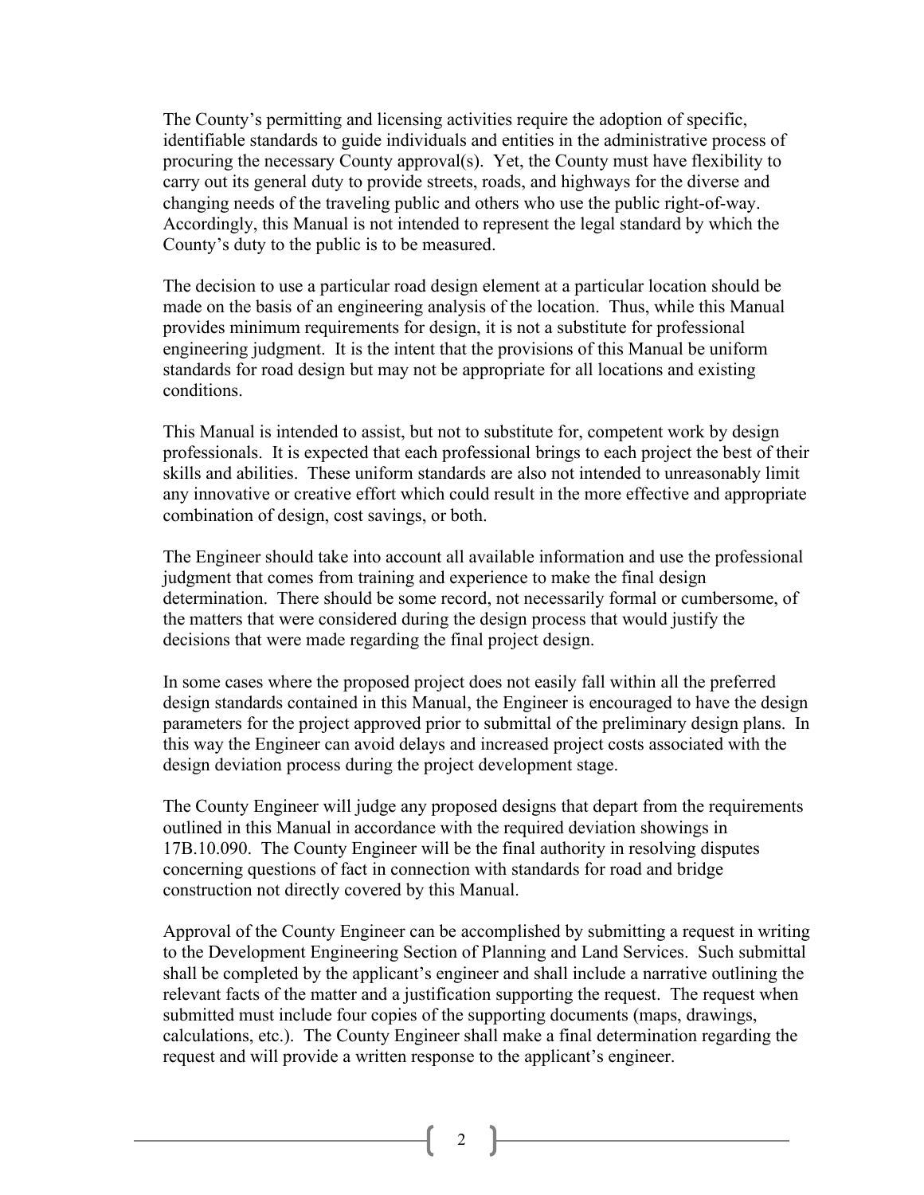The County's permitting and licensing activities require the adoption of specific, identifiable standards to guide individuals and entities in the administrative process of procuring the necessary County approval(s). Yet, the County must have flexibility to carry out its general duty to provide streets, roads, and highways for the diverse and changing needs of the traveling public and others who use the public right-of-way. Accordingly, this Manual is not intended to represent the legal standard by which the County's duty to the public is to be measured.

The decision to use a particular road design element at a particular location should be made on the basis of an engineering analysis of the location. Thus, while this Manual provides minimum requirements for design, it is not a substitute for professional engineering judgment. It is the intent that the provisions of this Manual be uniform standards for road design but may not be appropriate for all locations and existing conditions.

This Manual is intended to assist, but not to substitute for, competent work by design professionals. It is expected that each professional brings to each project the best of their skills and abilities. These uniform standards are also not intended to unreasonably limit any innovative or creative effort which could result in the more effective and appropriate combination of design, cost savings, or both.

The Engineer should take into account all available information and use the professional judgment that comes from training and experience to make the final design determination. There should be some record, not necessarily formal or cumbersome, of the matters that were considered during the design process that would justify the decisions that were made regarding the final project design.

In some cases where the proposed project does not easily fall within all the preferred design standards contained in this Manual, the Engineer is encouraged to have the design parameters for the project approved prior to submittal of the preliminary design plans. In this way the Engineer can avoid delays and increased project costs associated with the design deviation process during the project development stage.

The County Engineer will judge any proposed designs that depart from the requirements outlined in this Manual in accordance with the required deviation showings in 17B.10.090. The County Engineer will be the final authority in resolving disputes concerning questions of fact in connection with standards for road and bridge construction not directly covered by this Manual.

Approval of the County Engineer can be accomplished by submitting a request in writing to the Development Engineering Section of Planning and Land Services. Such submittal shall be completed by the applicant's engineer and shall include a narrative outlining the relevant facts of the matter and a justification supporting the request. The request when submitted must include four copies of the supporting documents (maps, drawings, calculations, etc.). The County Engineer shall make a final determination regarding the request and will provide a written response to the applicant's engineer.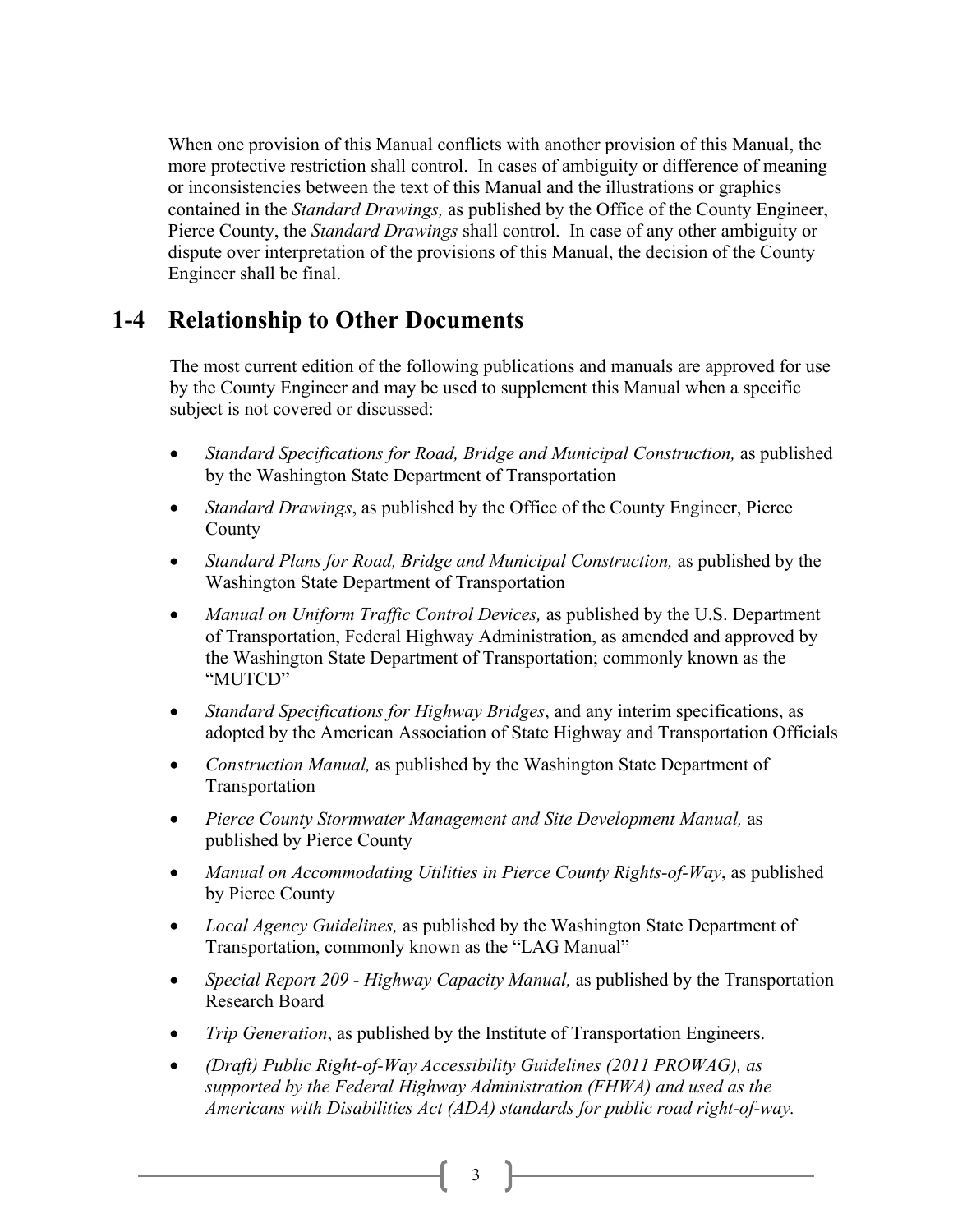When one provision of this Manual conflicts with another provision of this Manual, the more protective restriction shall control. In cases of ambiguity or difference of meaning or inconsistencies between the text of this Manual and the illustrations or graphics contained in the *Standard Drawings,* as published by the Office of the County Engineer, Pierce County, the *Standard Drawings* shall control. In case of any other ambiguity or dispute over interpretation of the provisions of this Manual, the decision of the County Engineer shall be final.

## 1-4 Relationship to Other Documents

The most current edition of the following publications and manuals are approved for use by the County Engineer and may be used to supplement this Manual when a specific subject is not covered or discussed:

- *Standard Specifications for Road, Bridge and Municipal Construction,* as published by the Washington State Department of Transportation
- *Standard Drawings*, as published by the Office of the County Engineer, Pierce County
- *Standard Plans for Road, Bridge and Municipal Construction,* as published by the Washington State Department of Transportation
- *Manual on Uniform Traffic Control Devices,* as published by the U.S. Department of Transportation, Federal Highway Administration, as amended and approved by the Washington State Department of Transportation; commonly known as the "MUTCD"
- *Standard Specifications for Highway Bridges*, and any interim specifications, as adopted by the American Association of State Highway and Transportation Officials
- *Construction Manual,* as published by the Washington State Department of Transportation
- *Pierce County Stormwater Management and Site Development Manual,* as published by Pierce County
- *Manual on Accommodating Utilities in Pierce County Rights-of-Way*, as published by Pierce County
- *Local Agency Guidelines,* as published by the Washington State Department of Transportation, commonly known as the "LAG Manual"
- *Special Report 209 - Highway Capacity Manual,* as published by the Transportation Research Board
- *Trip Generation*, as published by the Institute of Transportation Engineers.
- *(Draft) Public Right-of-Way Accessibility Guidelines (2011 PROWAG), as supported by the Federal Highway Administration (FHWA) and used as the Americans with Disabilities Act (ADA) standards for public road right-of-way.*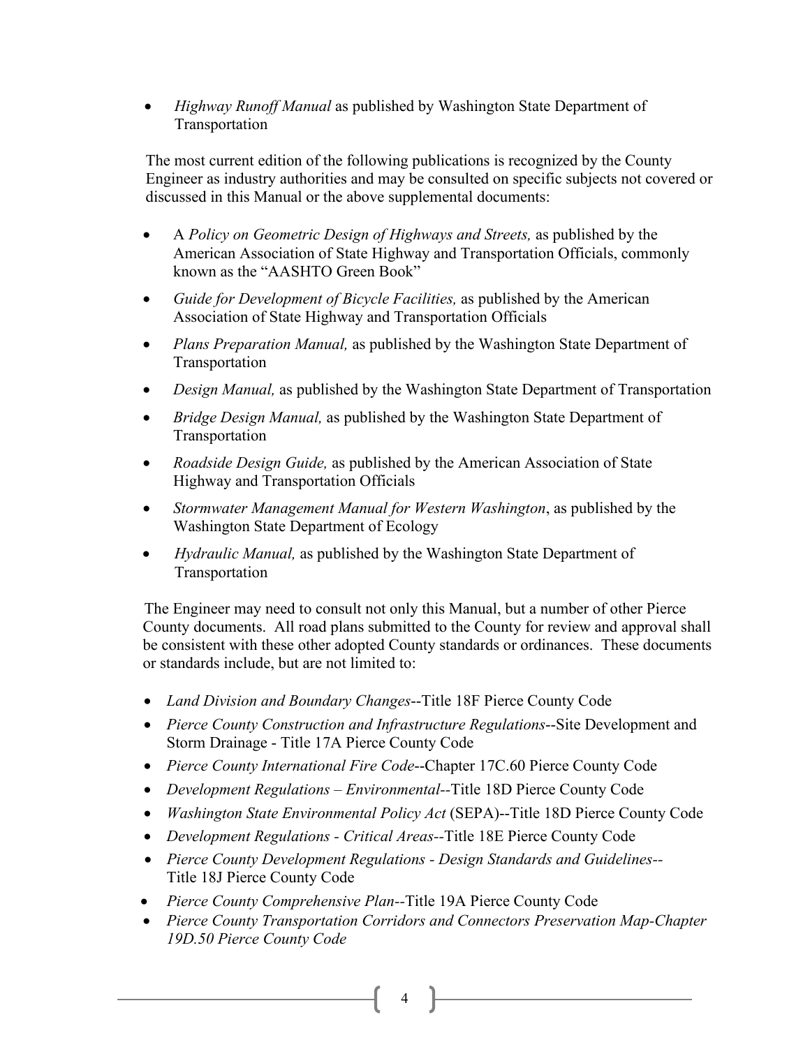- *Highway Runoff Manual* as published by Washington State Department of Transportation

The most current edition of the following publications is recognized by the County Engineer as industry authorities and may be consulted on specific subjects not covered or discussed in this Manual or the above supplemental documents:

- A *Policy on Geometric Design of Highways and Streets,* as published by the American Association of State Highway and Transportation Officials, commonly known as the "AASHTO Green Book"
- *Guide for Development of Bicycle Facilities,* as published by the American Association of State Highway and Transportation Officials
- *Plans Preparation Manual,* as published by the Washington State Department of Transportation
- *Design Manual,* as published by the Washington State Department of Transportation
- *Bridge Design Manual,* as published by the Washington State Department of Transportation
- *Roadside Design Guide,* as published by the American Association of State Highway and Transportation Officials
- *Stormwater Management Manual for Western Washington*, as published by the Washington State Department of Ecology
- *Hydraulic Manual,* as published by the Washington State Department of Transportation

The Engineer may need to consult not only this Manual, but a number of other Pierce County documents. All road plans submitted to the County for review and approval shall be consistent with these other adopted County standards or ordinances. These documents or standards include, but are not limited to:

- *Land Division and Boundary Changes*--Title 18F Pierce County Code
- *Pierce County Construction and Infrastructure Regulations*--Site Development and Storm Drainage - Title 17A Pierce County Code
- *Pierce County International Fire Code*--Chapter 17C.60 Pierce County Code
- *Development Regulations – Environmental*--Title 18D Pierce County Code
- *Washington State Environmental Policy Act* (SEPA)--Title 18D Pierce County Code
- *Development Regulations - Critical Areas*--Title 18E Pierce County Code
- *Pierce County Development Regulations - Design Standards and Guidelines*--Title 18J Pierce County Code
- *Pierce County Comprehensive Plan*--Title 19A Pierce County Code
- *Pierce County Transportation Corridors and Connectors Preservation Map-Chapter 19D.50 Pierce County Code*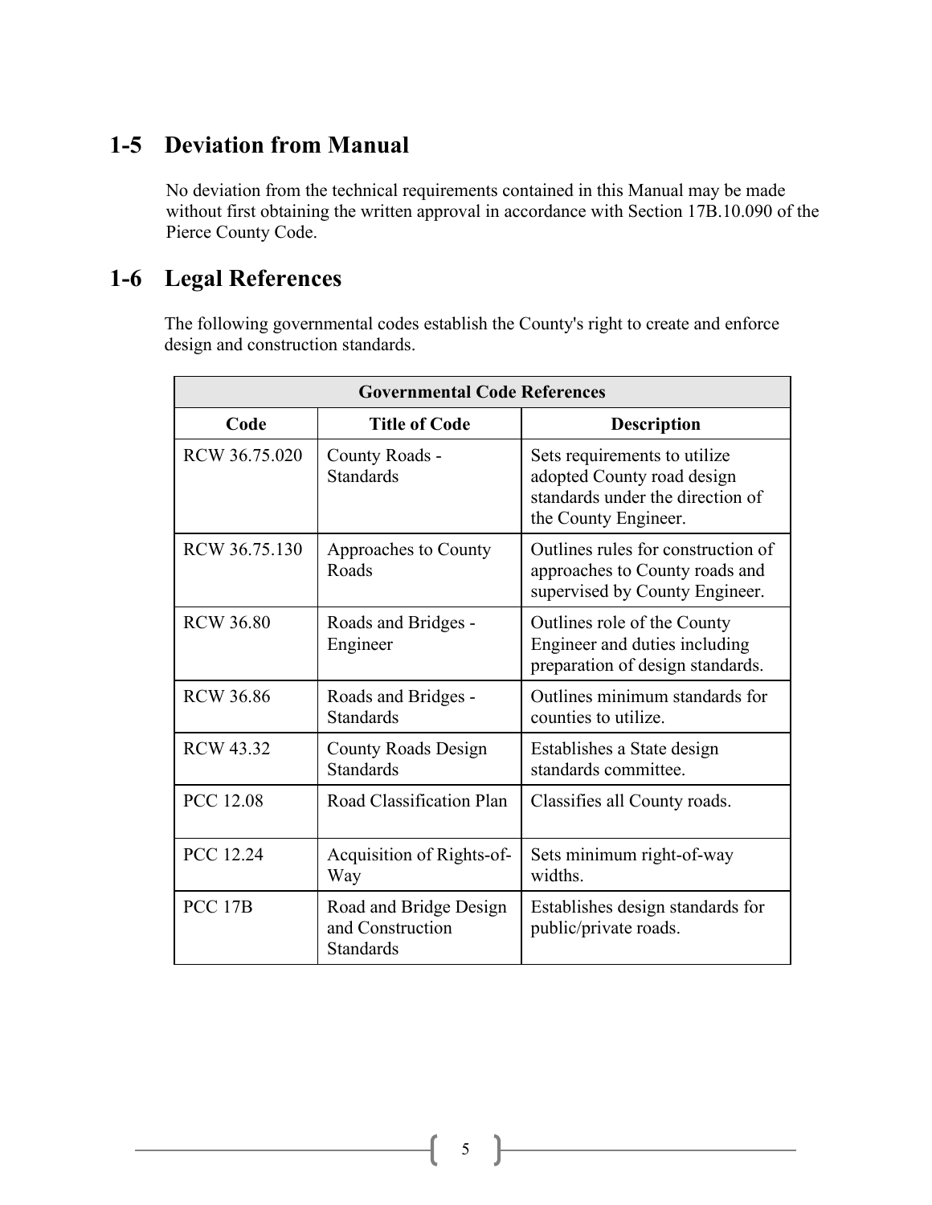## 1-5 Deviation from Manual

No deviation from the technical requirements contained in this Manual may be made without first obtaining the written approval in accordance with Section 17B.10.090 of the Pierce County Code.

## 1-6 Legal References

The following governmental codes establish the County's right to create and enforce design and construction standards.

| Governmental Code References | | |
|---|---|---|
| **Code** | **Title of Code** | **Description** |
| RCW 36.75.020 | County Roads - Standards | Sets requirements to utilize adopted County road design standards under the direction of the County Engineer. |
| RCW 36.75.130 | Approaches to County Roads | Outlines rules for construction of approaches to County roads and supervised by County Engineer. |
| RCW 36.80 | Roads and Bridges - Engineer | Outlines role of the County Engineer and duties including preparation of design standards. |
| RCW 36.86 | Roads and Bridges - Standards | Outlines minimum standards for counties to utilize. |
| RCW 43.32 | County Roads Design Standards | Establishes a State design standards committee. |
| PCC 12.08 | Road Classification Plan | Classifies all County roads. |
| PCC 12.24 | Acquisition of Rights-of-Way | Sets minimum right-of-way widths. |
| PCC 17B | Road and Bridge Design and Construction Standards | Establishes design standards for public/private roads. |